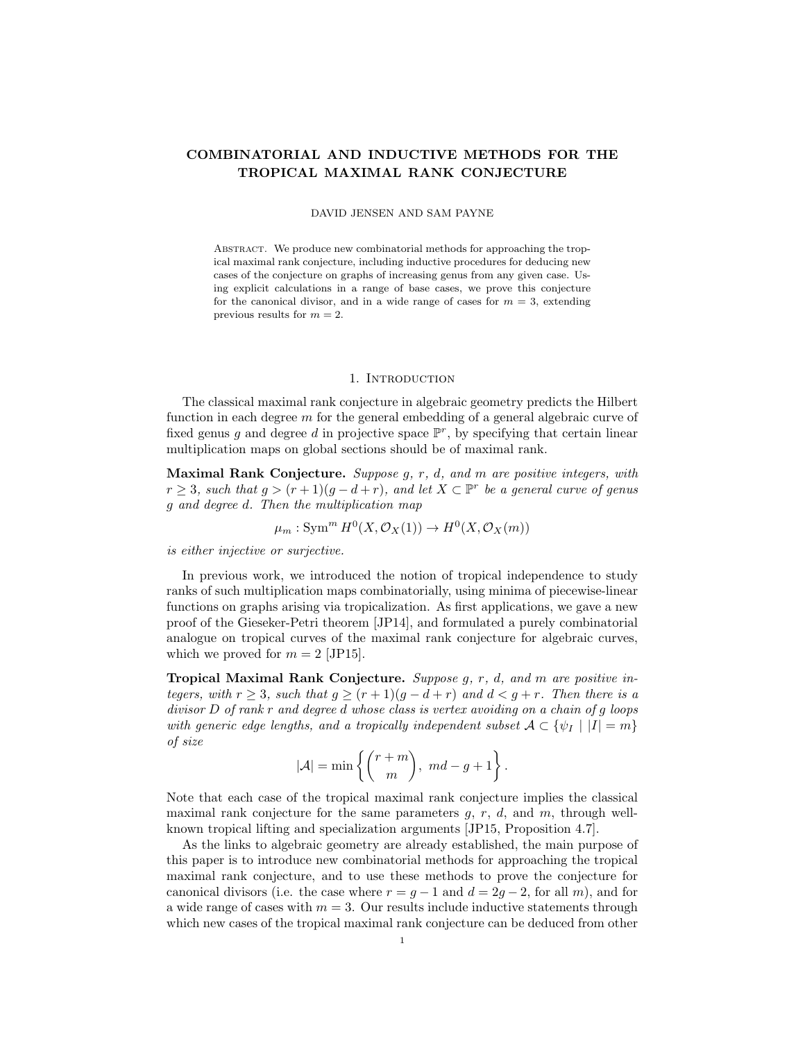# COMBINATORIAL AND INDUCTIVE METHODS FOR THE TROPICAL MAXIMAL RANK CONJECTURE

DAVID JENSEN AND SAM PAYNE

Abstract. We produce new combinatorial methods for approaching the tropical maximal rank conjecture, including inductive procedures for deducing new cases of the conjecture on graphs of increasing genus from any given case. Using explicit calculations in a range of base cases, we prove this conjecture for the canonical divisor, and in a wide range of cases for $m = 3$, extending previous results for $m = 2$.

## 1. Introduction

The classical maximal rank conjecture in algebraic geometry predicts the Hilbert function in each degree $m$ for the general embedding of a general algebraic curve of fixed genus $g$ and degree $d$ in projective space $\mathbb{P}^r$, by specifying that certain linear multiplication maps on global sections should be of maximal rank.

**Maximal Rank Conjecture.** *Suppose $g$, $r$, $d$, and $m$ are positive integers, with $r \geq 3$, such that $g > (r+1)(g-d+r)$, and let $X \subset \mathbb{P}^r$ be a general curve of genus $g$ and degree $d$. Then the multiplication map*

$$\mu_m : \operatorname{Sym}^m H^0(X, \mathcal{O}_X(1)) \to H^0(X, \mathcal{O}_X(m))$$

*is either injective or surjective.*

In previous work, we introduced the notion of tropical independence to study ranks of such multiplication maps combinatorially, using minima of piecewise-linear functions on graphs arising via tropicalization. As first applications, we gave a new proof of the Gieseker-Petri theorem [JP14], and formulated a purely combinatorial analogue on tropical curves of the maximal rank conjecture for algebraic curves, which we proved for $m = 2$ [JP15].

**Tropical Maximal Rank Conjecture.** *Suppose $g$, $r$, $d$, and $m$ are positive integers, with $r \geq 3$, such that $g \geq (r+1)(g-d+r)$ and $d < g+r$. Then there is a divisor $D$ of rank $r$ and degree $d$ whose class is vertex avoiding on a chain of $g$ loops with generic edge lengths, and a tropically independent subset $\mathcal{A} \subset \{\psi_I \mid |I| = m\}$ of size*

$$|\mathcal{A}| = \min \left\{ \binom{r+m}{m},\ md - g + 1 \right\}.$$

Note that each case of the tropical maximal rank conjecture implies the classical maximal rank conjecture for the same parameters $g$, $r$, $d$, and $m$, through well-known tropical lifting and specialization arguments [JP15, Proposition 4.7].

As the links to algebraic geometry are already established, the main purpose of this paper is to introduce new combinatorial methods for approaching the tropical maximal rank conjecture, and to use these methods to prove the conjecture for canonical divisors (i.e. the case where $r = g-1$ and $d = 2g-2$, for all $m$), and for a wide range of cases with $m = 3$. Our results include inductive statements through which new cases of the tropical maximal rank conjecture can be deduced from other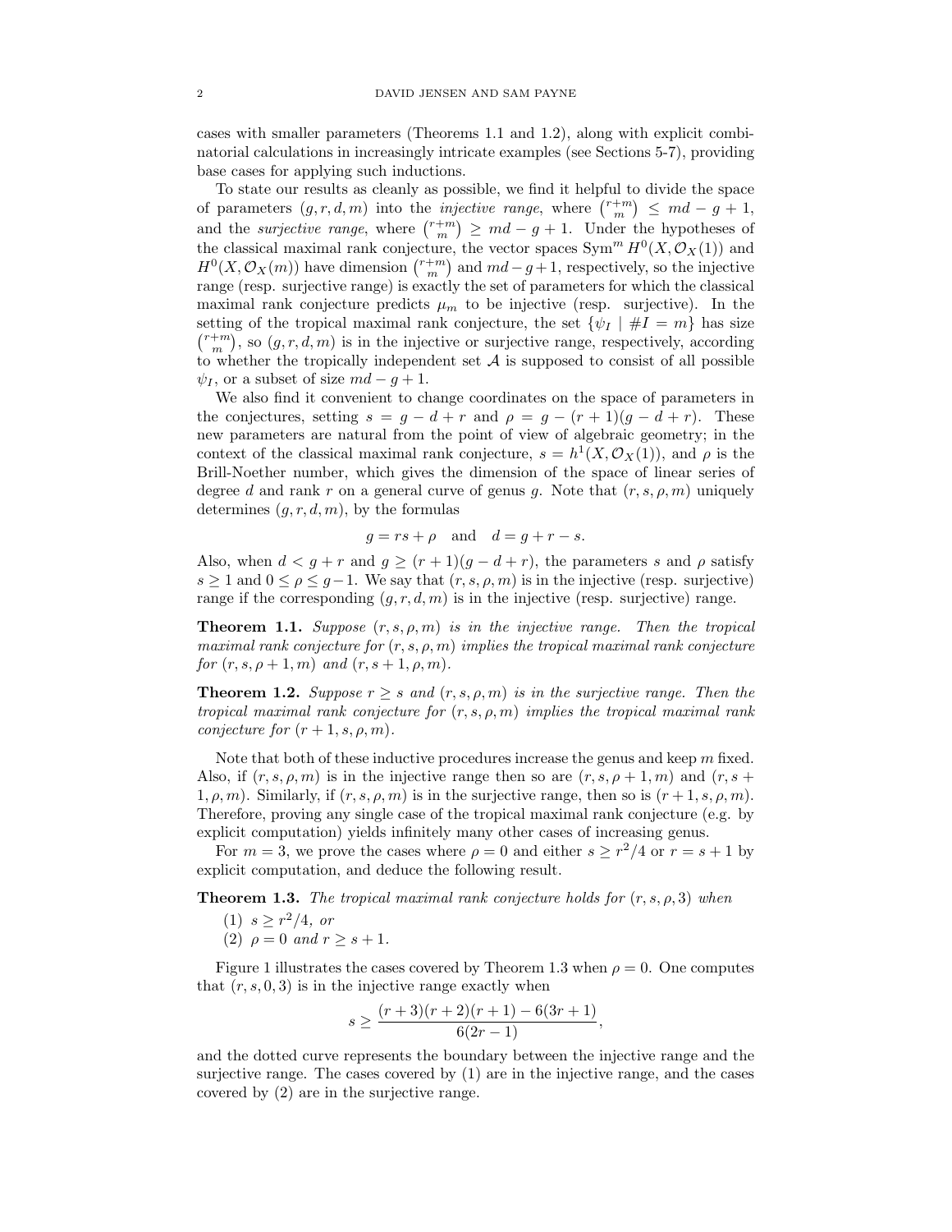cases with smaller parameters (Theorems 1.1 and 1.2), along with explicit combinatorial calculations in increasingly intricate examples (see Sections 5-7), providing base cases for applying such inductions.

To state our results as cleanly as possible, we find it helpful to divide the space of parameters $(g, r, d, m)$ into the *injective range*, where $\binom{r+m}{m} \leq md - g + 1$, and the *surjective range*, where $\binom{r+m}{m} \geq md - g + 1$. Under the hypotheses of the classical maximal rank conjecture, the vector spaces $\operatorname{Sym}^m H^0(X, \mathcal{O}_X(1))$ and $H^0(X, \mathcal{O}_X(m))$ have dimension $\binom{r+m}{m}$ and $md - g + 1$, respectively, so the injective range (resp. surjective range) is exactly the set of parameters for which the classical maximal rank conjecture predicts $\mu_m$ to be injective (resp. surjective). In the setting of the tropical maximal rank conjecture, the set $\{\psi_I \mid \#I = m\}$ has size $\binom{r+m}{m}$, so $(g, r, d, m)$ is in the injective or surjective range, respectively, according to whether the tropically independent set $\mathcal{A}$ is supposed to consist of all possible $\psi_I$, or a subset of size $md - g + 1$.

We also find it convenient to change coordinates on the space of parameters in the conjectures, setting $s = g - d + r$ and $\rho = g - (r + 1)(g - d + r)$. These new parameters are natural from the point of view of algebraic geometry; in the context of the classical maximal rank conjecture, $s = h^1(X, \mathcal{O}_X(1))$, and $\rho$ is the Brill-Noether number, which gives the dimension of the space of linear series of degree $d$ and rank $r$ on a general curve of genus $g$. Note that $(r, s, \rho, m)$ uniquely determines $(g, r, d, m)$, by the formulas

$$g = rs + \rho \quad \text{and} \quad d = g + r - s.$$

Also, when $d < g + r$ and $g \geq (r + 1)(g - d + r)$, the parameters $s$ and $\rho$ satisfy $s \geq 1$ and $0 \leq \rho \leq g - 1$. We say that $(r, s, \rho, m)$ is in the injective (resp. surjective) range if the corresponding $(g, r, d, m)$ is in the injective (resp. surjective) range.

**Theorem 1.1.** *Suppose $(r, s, \rho, m)$ is in the injective range. Then the tropical maximal rank conjecture for $(r, s, \rho, m)$ implies the tropical maximal rank conjecture for $(r, s, \rho + 1, m)$ and $(r, s + 1, \rho, m)$.*

**Theorem 1.2.** *Suppose $r \geq s$ and $(r, s, \rho, m)$ is in the surjective range. Then the tropical maximal rank conjecture for $(r, s, \rho, m)$ implies the tropical maximal rank conjecture for $(r + 1, s, \rho, m)$.*

Note that both of these inductive procedures increase the genus and keep $m$ fixed. Also, if $(r, s, \rho, m)$ is in the injective range then so are $(r, s, \rho + 1, m)$ and $(r, s + 1, \rho, m)$. Similarly, if $(r, s, \rho, m)$ is in the surjective range, then so is $(r + 1, s, \rho, m)$. Therefore, proving any single case of the tropical maximal rank conjecture (e.g. by explicit computation) yields infinitely many other cases of increasing genus.

For $m = 3$, we prove the cases where $\rho = 0$ and either $s \geq r^2/4$ or $r = s + 1$ by explicit computation, and deduce the following result.

**Theorem 1.3.** *The tropical maximal rank conjecture holds for $(r, s, \rho, 3)$ when*

1. *$s \geq r^2/4$, or*
2. *$\rho = 0$ and $r \geq s + 1$.*

Figure 1 illustrates the cases covered by Theorem 1.3 when $\rho = 0$. One computes that $(r, s, 0, 3)$ is in the injective range exactly when

$$s \geq \frac{(r + 3)(r + 2)(r + 1) - 6(3r + 1)}{6(2r - 1)},$$

and the dotted curve represents the boundary between the injective range and the surjective range. The cases covered by (1) are in the injective range, and the cases covered by (2) are in the surjective range.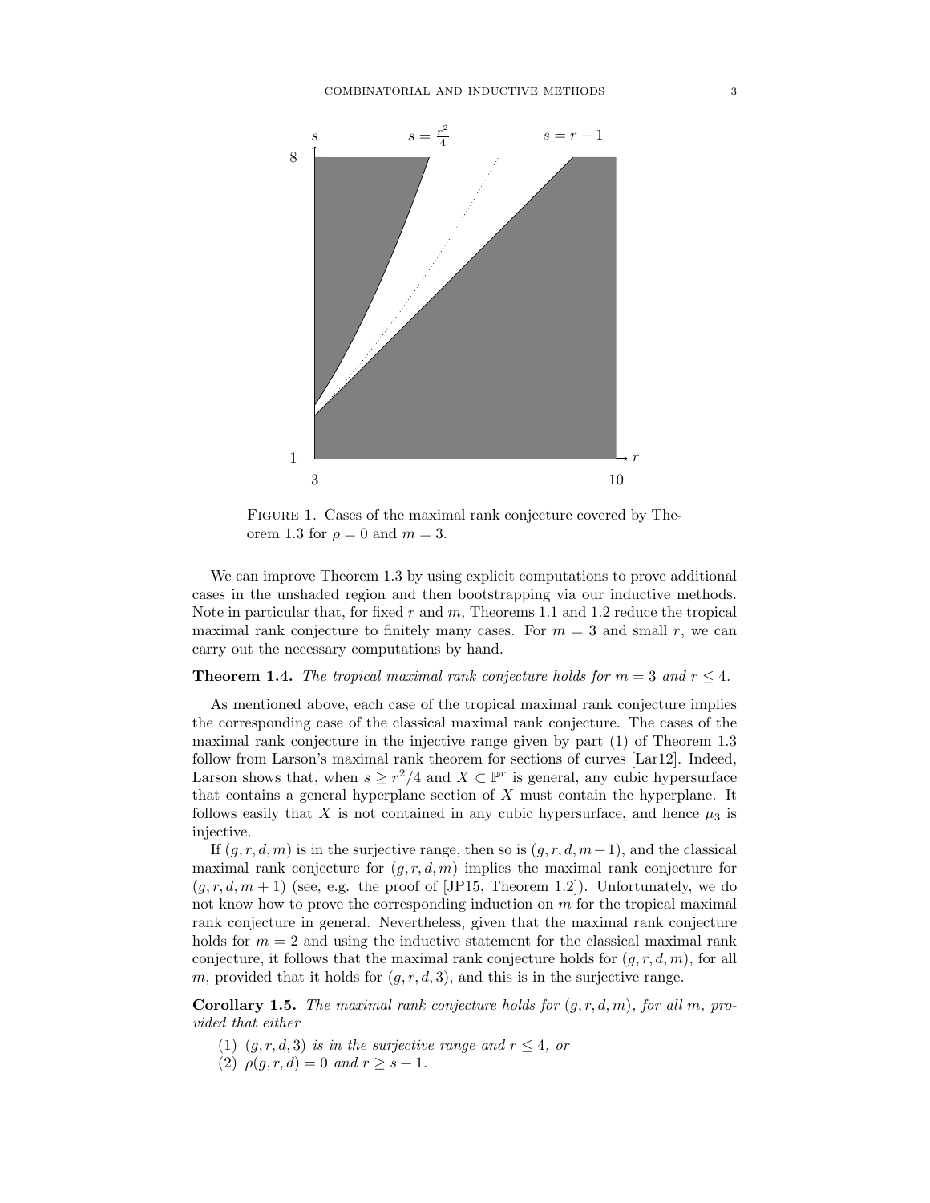FIGURE 1. Cases of the maximal rank conjecture covered by Theorem 1.3 for $\rho = 0$ and $m = 3$.

We can improve Theorem 1.3 by using explicit computations to prove additional cases in the unshaded region and then bootstrapping via our inductive methods. Note in particular that, for fixed $r$ and $m$, Theorems 1.1 and 1.2 reduce the tropical maximal rank conjecture to finitely many cases. For $m = 3$ and small $r$, we can carry out the necessary computations by hand.

**Theorem 1.4.** *The tropical maximal rank conjecture holds for $m = 3$ and $r \leq 4$.*

As mentioned above, each case of the tropical maximal rank conjecture implies the corresponding case of the classical maximal rank conjecture. The cases of the maximal rank conjecture in the injective range given by part (1) of Theorem 1.3 follow from Larson's maximal rank theorem for sections of curves [Lar12]. Indeed, Larson shows that, when $s \geq r^2/4$ and $X \subset \mathbb{P}^r$ is general, any cubic hypersurface that contains a general hyperplane section of $X$ must contain the hyperplane. It follows easily that $X$ is not contained in any cubic hypersurface, and hence $\mu_3$ is injective.

If $(g, r, d, m)$ is in the surjective range, then so is $(g, r, d, m+1)$, and the classical maximal rank conjecture for $(g, r, d, m)$ implies the maximal rank conjecture for $(g, r, d, m+1)$ (see, e.g. the proof of [JP15, Theorem 1.2]). Unfortunately, we do not know how to prove the corresponding induction on $m$ for the tropical maximal rank conjecture in general. Nevertheless, given that the maximal rank conjecture holds for $m = 2$ and using the inductive statement for the classical maximal rank conjecture, it follows that the maximal rank conjecture holds for $(g, r, d, m)$, for all $m$, provided that it holds for $(g, r, d, 3)$, and this is in the surjective range.

**Corollary 1.5.** *The maximal rank conjecture holds for $(g, r, d, m)$, for all $m$, provided that either*

1. *$(g, r, d, 3)$ is in the surjective range and $r \leq 4$, or*
2. *$\rho(g, r, d) = 0$ and $r \geq s + 1$.*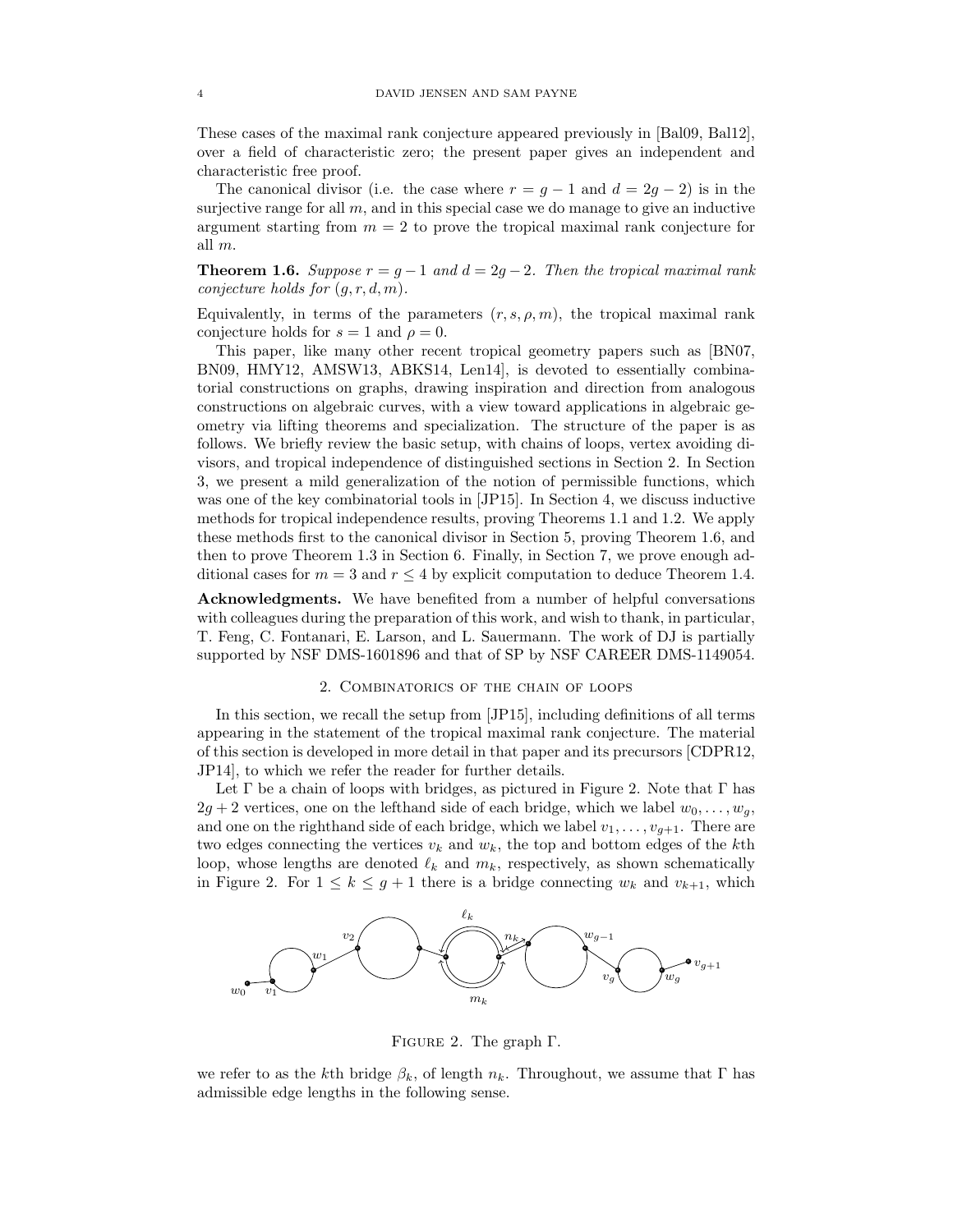These cases of the maximal rank conjecture appeared previously in [Bal09, Bal12], over a field of characteristic zero; the present paper gives an independent and characteristic free proof.

The canonical divisor (i.e. the case where $r = g-1$ and $d = 2g-2$) is in the surjective range for all $m$, and in this special case we do manage to give an inductive argument starting from $m = 2$ to prove the tropical maximal rank conjecture for all $m$.

**Theorem 1.6.** *Suppose $r = g-1$ and $d = 2g-2$. Then the tropical maximal rank conjecture holds for $(g, r, d, m)$.*

Equivalently, in terms of the parameters $(r, s, \rho, m)$, the tropical maximal rank conjecture holds for $s = 1$ and $\rho = 0$.

This paper, like many other recent tropical geometry papers such as [BN07, BN09, HMY12, AMSW13, ABKS14, Len14], is devoted to essentially combinatorial constructions on graphs, drawing inspiration and direction from analogous constructions on algebraic curves, with a view toward applications in algebraic geometry via lifting theorems and specialization. The structure of the paper is as follows. We briefly review the basic setup, with chains of loops, vertex avoiding divisors, and tropical independence of distinguished sections in Section 2. In Section 3, we present a mild generalization of the notion of permissible functions, which was one of the key combinatorial tools in [JP15]. In Section 4, we discuss inductive methods for tropical independence results, proving Theorems 1.1 and 1.2. We apply these methods first to the canonical divisor in Section 5, proving Theorem 1.6, and then to prove Theorem 1.3 in Section 6. Finally, in Section 7, we prove enough additional cases for $m = 3$ and $r \leq 4$ by explicit computation to deduce Theorem 1.4.

**Acknowledgments.** We have benefited from a number of helpful conversations with colleagues during the preparation of this work, and wish to thank, in particular, T. Feng, C. Fontanari, E. Larson, and L. Sauermann. The work of DJ is partially supported by NSF DMS-1601896 and that of SP by NSF CAREER DMS-1149054.

## 2. Combinatorics of the chain of loops

In this section, we recall the setup from [JP15], including definitions of all terms appearing in the statement of the tropical maximal rank conjecture. The material of this section is developed in more detail in that paper and its precursors [CDPR12, JP14], to which we refer the reader for further details.

Let $\Gamma$ be a chain of loops with bridges, as pictured in Figure 2. Note that $\Gamma$ has $2g+2$ vertices, one on the lefthand side of each bridge, which we label $w_0, \ldots, w_g$, and one on the righthand side of each bridge, which we label $v_1, \ldots, v_{g+1}$. There are two edges connecting the vertices $v_k$ and $w_k$, the top and bottom edges of the $k$th loop, whose lengths are denoted $\ell_k$ and $m_k$, respectively, as shown schematically in Figure 2. For $1 \leq k \leq g+1$ there is a bridge connecting $w_k$ and $v_{k+1}$, which

Figure 2. The graph $\Gamma$.

we refer to as the $k$th bridge $\beta_k$, of length $n_k$. Throughout, we assume that $\Gamma$ has admissible edge lengths in the following sense.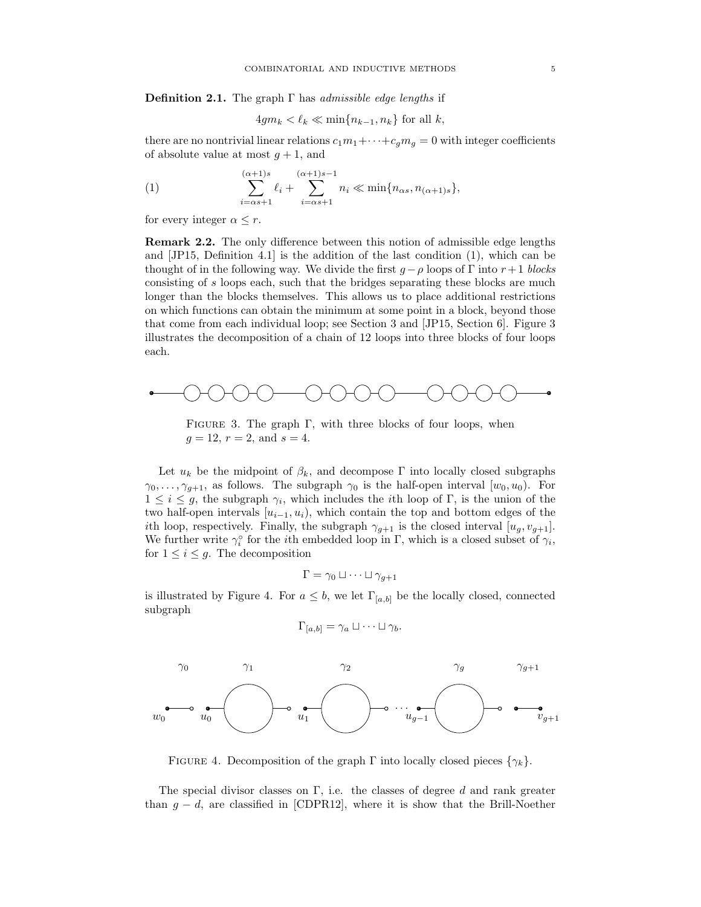**Definition 2.1.** The graph $\Gamma$ has *admissible edge lengths* if

$$4gm_k < \ell_k \ll \min\{n_{k-1}, n_k\} \text{ for all } k,$$

there are no nontrivial linear relations $c_1 m_1 + \cdots + c_g m_g = 0$ with integer coefficients of absolute value at most $g+1$, and

$$\sum_{i=\alpha s+1}^{(\alpha+1)s} \ell_i + \sum_{i=\alpha s+1}^{(\alpha+1)s-1} n_i \ll \min\{n_{\alpha s}, n_{(\alpha+1)s}\}, \tag{1}$$

for every integer $\alpha \leq r$.

**Remark 2.2.** The only difference between this notion of admissible edge lengths and [JP15, Definition 4.1] is the addition of the last condition (1), which can be thought of in the following way. We divide the first $g-\rho$ loops of $\Gamma$ into $r+1$ *blocks* consisting of $s$ loops each, such that the bridges separating these blocks are much longer than the blocks themselves. This allows us to place additional restrictions on which functions can obtain the minimum at some point in a block, beyond those that come from each individual loop; see Section 3 and [JP15, Section 6]. Figure 3 illustrates the decomposition of a chain of 12 loops into three blocks of four loops each.

FIGURE 3. The graph $\Gamma$, with three blocks of four loops, when $g = 12$, $r = 2$, and $s = 4$.

Let $u_k$ be the midpoint of $\beta_k$, and decompose $\Gamma$ into locally closed subgraphs $\gamma_0, \ldots, \gamma_{g+1}$, as follows. The subgraph $\gamma_0$ is the half-open interval $[w_0, u_0)$. For $1 \leq i \leq g$, the subgraph $\gamma_i$, which includes the $i$th loop of $\Gamma$, is the union of the two half-open intervals $[u_{i-1}, u_i)$, which contain the top and bottom edges of the $i$th loop, respectively. Finally, the subgraph $\gamma_{g+1}$ is the closed interval $[u_g, v_{g+1}]$. We further write $\gamma_i^\circ$ for the $i$th embedded loop in $\Gamma$, which is a closed subset of $\gamma_i$, for $1 \leq i \leq g$. The decomposition

$$\Gamma = \gamma_0 \sqcup \cdots \sqcup \gamma_{g+1}$$

is illustrated by Figure 4. For $a \leq b$, we let $\Gamma_{[a,b]}$ be the locally closed, connected subgraph

$$\Gamma_{[a,b]} = \gamma_a \sqcup \cdots \sqcup \gamma_b.$$

FIGURE 4. Decomposition of the graph $\Gamma$ into locally closed pieces $\{\gamma_k\}$.

The special divisor classes on $\Gamma$, i.e. the classes of degree $d$ and rank greater than $g - d$, are classified in [CDPR12], where it is show that the Brill-Noether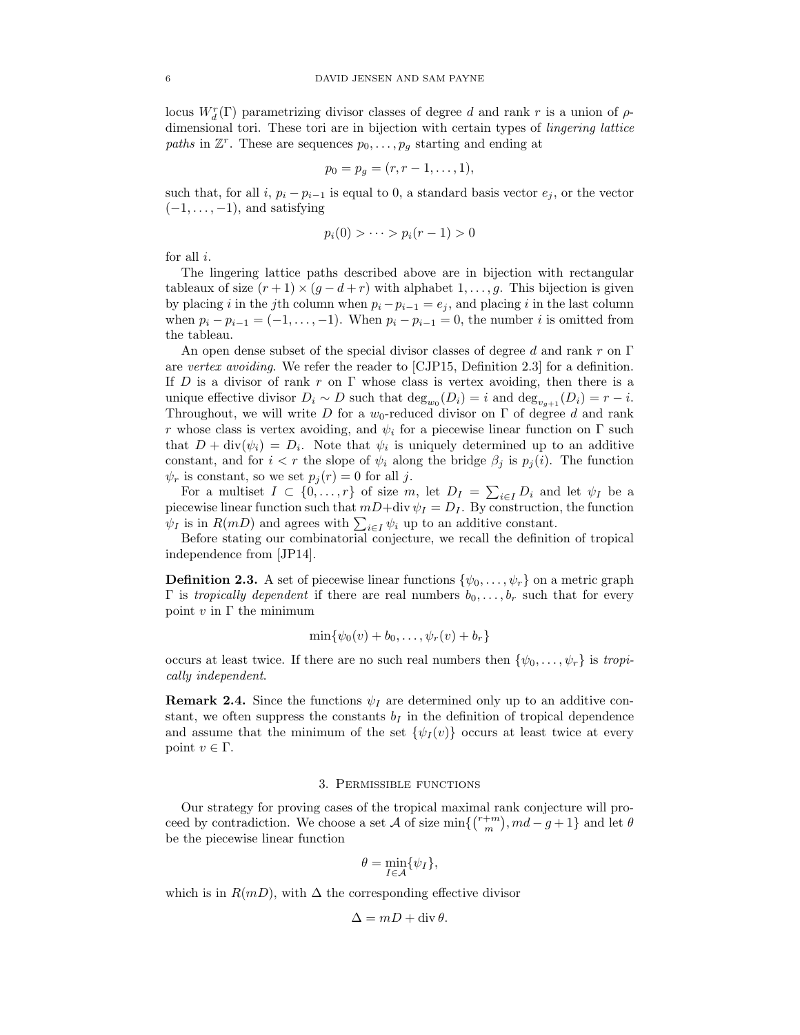locus $W^r_d(\Gamma)$ parametrizing divisor classes of degree $d$ and rank $r$ is a union of $\rho$-dimensional tori. These tori are in bijection with certain types of *lingering lattice paths* in $\mathbb{Z}^r$. These are sequences $p_0, \ldots, p_g$ starting and ending at

$$p_0 = p_g = (r, r-1, \ldots, 1),$$

such that, for all $i$, $p_i - p_{i-1}$ is equal to 0, a standard basis vector $e_j$, or the vector $(-1, \ldots, -1)$, and satisfying

$$p_i(0) > \cdots > p_i(r-1) > 0$$

for all $i$.

The lingering lattice paths described above are in bijection with rectangular tableaux of size $(r+1) \times (g-d+r)$ with alphabet $1, \ldots, g$. This bijection is given by placing $i$ in the $j$th column when $p_i - p_{i-1} = e_j$, and placing $i$ in the last column when $p_i - p_{i-1} = (-1, \ldots, -1)$. When $p_i - p_{i-1} = 0$, the number $i$ is omitted from the tableau.

An open dense subset of the special divisor classes of degree $d$ and rank $r$ on $\Gamma$ are *vertex avoiding*. We refer the reader to [CJP15, Definition 2.3] for a definition. If $D$ is a divisor of rank $r$ on $\Gamma$ whose class is vertex avoiding, then there is a unique effective divisor $D_i \sim D$ such that $\deg_{w_0}(D_i) = i$ and $\deg_{v_{g+1}}(D_i) = r - i$. Throughout, we will write $D$ for a $w_0$-reduced divisor on $\Gamma$ of degree $d$ and rank $r$ whose class is vertex avoiding, and $\psi_i$ for a piecewise linear function on $\Gamma$ such that $D + \operatorname{div}(\psi_i) = D_i$. Note that $\psi_i$ is uniquely determined up to an additive constant, and for $i < r$ the slope of $\psi_i$ along the bridge $\beta_j$ is $p_j(i)$. The function $\psi_r$ is constant, so we set $p_j(r) = 0$ for all $j$.

For a multiset $I \subset \{0, \ldots, r\}$ of size $m$, let $D_I = \sum_{i \in I} D_i$ and let $\psi_I$ be a piecewise linear function such that $mD + \operatorname{div} \psi_I = D_I$. By construction, the function $\psi_I$ is in $R(mD)$ and agrees with $\sum_{i \in I} \psi_i$ up to an additive constant.

Before stating our combinatorial conjecture, we recall the definition of tropical independence from [JP14].

**Definition 2.3.** A set of piecewise linear functions $\{\psi_0, \ldots, \psi_r\}$ on a metric graph $\Gamma$ is *tropically dependent* if there are real numbers $b_0, \ldots, b_r$ such that for every point $v$ in $\Gamma$ the minimum

$$\min\{\psi_0(v) + b_0, \ldots, \psi_r(v) + b_r\}$$

occurs at least twice. If there are no such real numbers then $\{\psi_0, \ldots, \psi_r\}$ is *tropically independent*.

**Remark 2.4.** Since the functions $\psi_I$ are determined only up to an additive constant, we often suppress the constants $b_I$ in the definition of tropical dependence and assume that the minimum of the set $\{\psi_I(v)\}$ occurs at least twice at every point $v \in \Gamma$.

## 3. Permissible functions

Our strategy for proving cases of the tropical maximal rank conjecture will proceed by contradiction. We choose a set $\mathcal{A}$ of size $\min\{\binom{r+m}{m}, md - g + 1\}$ and let $\theta$ be the piecewise linear function

$$\theta = \min_{I \in \mathcal{A}} \{\psi_I\},$$

which is in $R(mD)$, with $\Delta$ the corresponding effective divisor

$$\Delta = mD + \operatorname{div} \theta.$$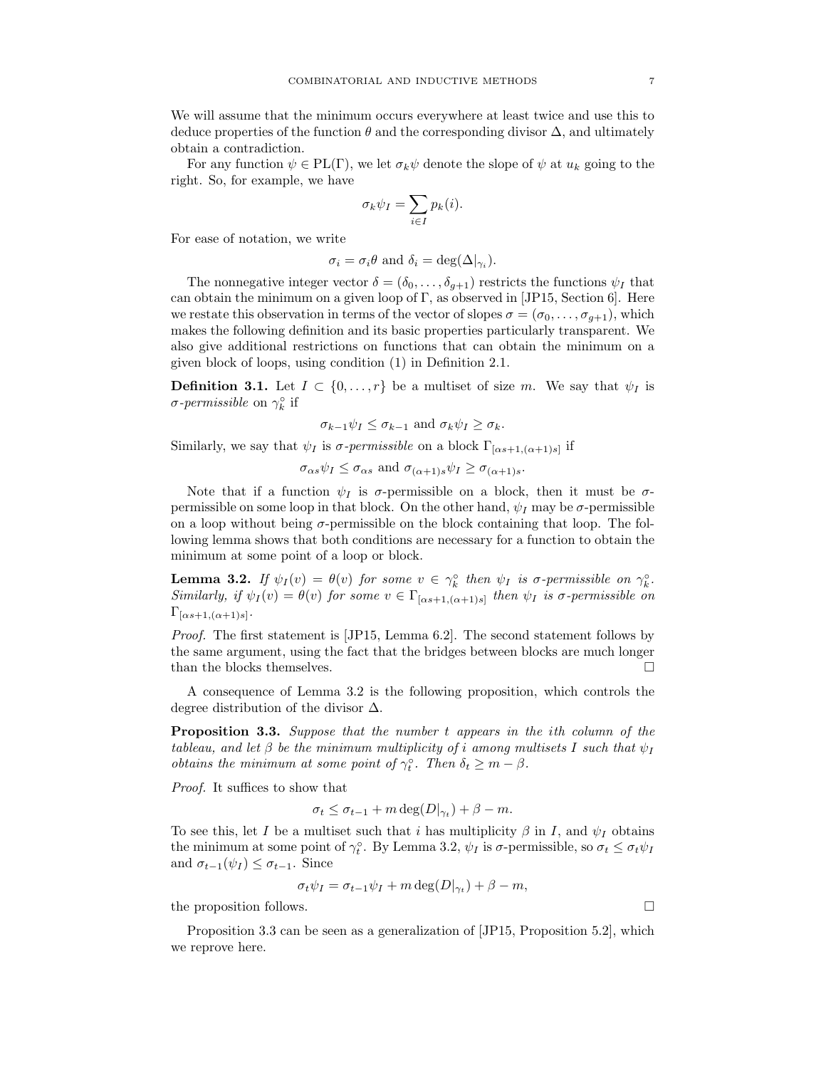We will assume that the minimum occurs everywhere at least twice and use this to deduce properties of the function $\theta$ and the corresponding divisor $\Delta$, and ultimately obtain a contradiction.

For any function $\psi \in \mathrm{PL}(\Gamma)$, we let $\sigma_k\psi$ denote the slope of $\psi$ at $u_k$ going to the right. So, for example, we have

$$\sigma_k\psi_I = \sum_{i\in I} p_k(i).$$

For ease of notation, we write

$$\sigma_i = \sigma_i\theta \text{ and } \delta_i = \deg(\Delta|_{\gamma_i}).$$

The nonnegative integer vector $\delta = (\delta_0, \ldots, \delta_{g+1})$ restricts the functions $\psi_I$ that can obtain the minimum on a given loop of $\Gamma$, as observed in [JP15, Section 6]. Here we restate this observation in terms of the vector of slopes $\sigma = (\sigma_0, \ldots, \sigma_{g+1})$, which makes the following definition and its basic properties particularly transparent. We also give additional restrictions on functions that can obtain the minimum on a given block of loops, using condition (1) in Definition 2.1.

**Definition 3.1.** Let $I \subset \{0, \ldots, r\}$ be a multiset of size $m$. We say that $\psi_I$ is *$\sigma$-permissible* on $\gamma_k^\circ$ if

$$\sigma_{k-1}\psi_I \leq \sigma_{k-1} \text{ and } \sigma_k\psi_I \geq \sigma_k.$$

Similarly, we say that $\psi_I$ is *$\sigma$-permissible* on a block $\Gamma_{[\alpha s+1,(\alpha+1)s]}$ if

$$\sigma_{\alpha s}\psi_I \leq \sigma_{\alpha s} \text{ and } \sigma_{(\alpha+1)s}\psi_I \geq \sigma_{(\alpha+1)s}.$$

Note that if a function $\psi_I$ is $\sigma$-permissible on a block, then it must be $\sigma$-permissible on some loop in that block. On the other hand, $\psi_I$ may be $\sigma$-permissible on a loop without being $\sigma$-permissible on the block containing that loop. The following lemma shows that both conditions are necessary for a function to obtain the minimum at some point of a loop or block.

**Lemma 3.2.** *If $\psi_I(v) = \theta(v)$ for some $v \in \gamma_k^\circ$ then $\psi_I$ is $\sigma$-permissible on $\gamma_k^\circ$. Similarly, if $\psi_I(v) = \theta(v)$ for some $v \in \Gamma_{[\alpha s+1,(\alpha+1)s]}$ then $\psi_I$ is $\sigma$-permissible on $\Gamma_{[\alpha s+1,(\alpha+1)s]}$.*

*Proof.* The first statement is [JP15, Lemma 6.2]. The second statement follows by the same argument, using the fact that the bridges between blocks are much longer than the blocks themselves. □

A consequence of Lemma 3.2 is the following proposition, which controls the degree distribution of the divisor $\Delta$.

**Proposition 3.3.** *Suppose that the number $t$ appears in the $i$th column of the tableau, and let $\beta$ be the minimum multiplicity of $i$ among multisets $I$ such that $\psi_I$ obtains the minimum at some point of $\gamma_t^\circ$. Then $\delta_t \geq m - \beta$.*

*Proof.* It suffices to show that

$$\sigma_t \leq \sigma_{t-1} + m\deg(D|_{\gamma_t}) + \beta - m.$$

To see this, let $I$ be a multiset such that $i$ has multiplicity $\beta$ in $I$, and $\psi_I$ obtains the minimum at some point of $\gamma_t^\circ$. By Lemma 3.2, $\psi_I$ is $\sigma$-permissible, so $\sigma_t \leq \sigma_t\psi_I$ and $\sigma_{t-1}(\psi_I) \leq \sigma_{t-1}$. Since

$$\sigma_t\psi_I = \sigma_{t-1}\psi_I + m\deg(D|_{\gamma_t}) + \beta - m,$$

the proposition follows. □

Proposition 3.3 can be seen as a generalization of [JP15, Proposition 5.2], which we reprove here.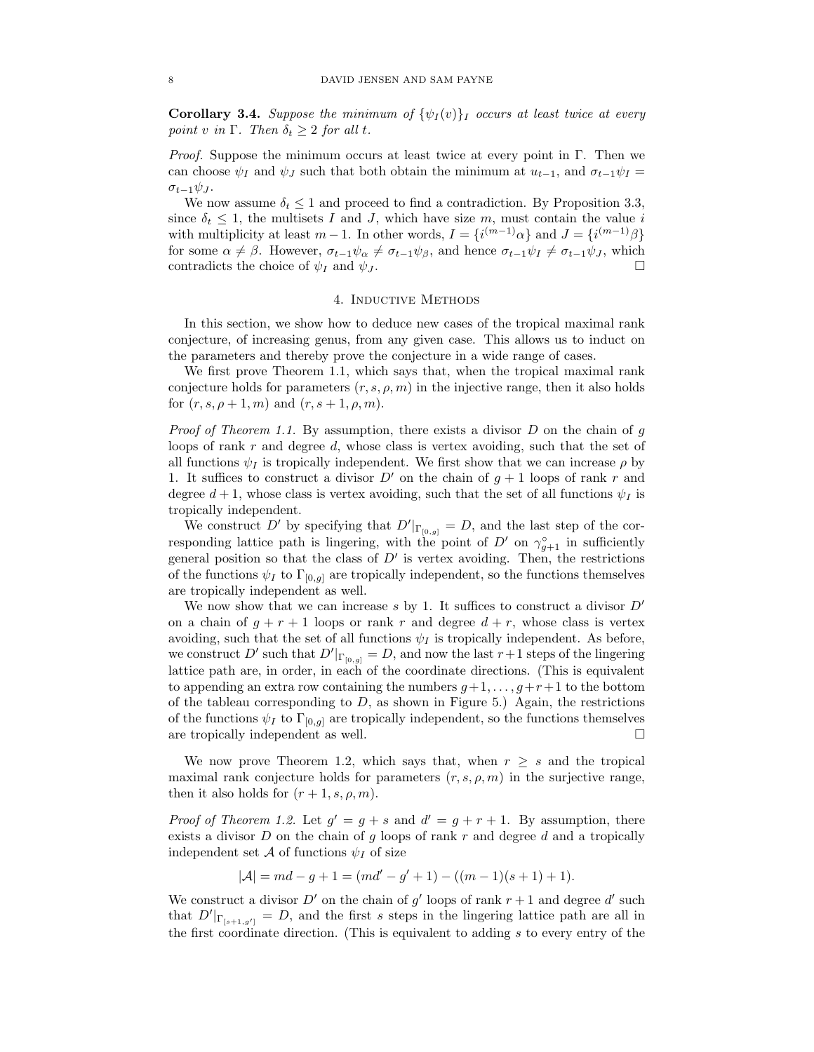**Corollary 3.4.** *Suppose the minimum of $\{\psi_I(v)\}_I$ occurs at least twice at every point $v$ in $\Gamma$. Then $\delta_t \geq 2$ for all $t$.*

*Proof.* Suppose the minimum occurs at least twice at every point in $\Gamma$. Then we can choose $\psi_I$ and $\psi_J$ such that both obtain the minimum at $u_{t-1}$, and $\sigma_{t-1}\psi_I = \sigma_{t-1}\psi_J$.

We now assume $\delta_t \leq 1$ and proceed to find a contradiction. By Proposition 3.3, since $\delta_t \leq 1$, the multisets $I$ and $J$, which have size $m$, must contain the value $i$ with multiplicity at least $m-1$. In other words, $I = \{i^{(m-1)}\alpha\}$ and $J = \{i^{(m-1)}\beta\}$ for some $\alpha \neq \beta$. However, $\sigma_{t-1}\psi_\alpha \neq \sigma_{t-1}\psi_\beta$, and hence $\sigma_{t-1}\psi_I \neq \sigma_{t-1}\psi_J$, which contradicts the choice of $\psi_I$ and $\psi_J$. □

## 4. Inductive Methods

In this section, we show how to deduce new cases of the tropical maximal rank conjecture, of increasing genus, from any given case. This allows us to induct on the parameters and thereby prove the conjecture in a wide range of cases.

We first prove Theorem 1.1, which says that, when the tropical maximal rank conjecture holds for parameters $(r, s, \rho, m)$ in the injective range, then it also holds for $(r, s, \rho+1, m)$ and $(r, s+1, \rho, m)$.

*Proof of Theorem 1.1.* By assumption, there exists a divisor $D$ on the chain of $g$ loops of rank $r$ and degree $d$, whose class is vertex avoiding, such that the set of all functions $\psi_I$ is tropically independent. We first show that we can increase $\rho$ by 1. It suffices to construct a divisor $D'$ on the chain of $g+1$ loops of rank $r$ and degree $d+1$, whose class is vertex avoiding, such that the set of all functions $\psi_I$ is tropically independent.

We construct $D'$ by specifying that $D'|_{\Gamma_{[0,g]}} = D$, and the last step of the corresponding lattice path is lingering, with the point of $D'$ on $\gamma^\circ_{g+1}$ in sufficiently general position so that the class of $D'$ is vertex avoiding. Then, the restrictions of the functions $\psi_I$ to $\Gamma_{[0,g]}$ are tropically independent, so the functions themselves are tropically independent as well.

We now show that we can increase $s$ by 1. It suffices to construct a divisor $D'$ on a chain of $g+r+1$ loops or rank $r$ and degree $d+r$, whose class is vertex avoiding, such that the set of all functions $\psi_I$ is tropically independent. As before, we construct $D'$ such that $D'|_{\Gamma_{[0,g]}} = D$, and now the last $r+1$ steps of the lingering lattice path are, in order, in each of the coordinate directions. (This is equivalent to appending an extra row containing the numbers $g+1, \ldots, g+r+1$ to the bottom of the tableau corresponding to $D$, as shown in Figure 5.) Again, the restrictions of the functions $\psi_I$ to $\Gamma_{[0,g]}$ are tropically independent, so the functions themselves are tropically independent as well. □

We now prove Theorem 1.2, which says that, when $r \geq s$ and the tropical maximal rank conjecture holds for parameters $(r, s, \rho, m)$ in the surjective range, then it also holds for $(r+1, s, \rho, m)$.

*Proof of Theorem 1.2.* Let $g' = g + s$ and $d' = g + r + 1$. By assumption, there exists a divisor $D$ on the chain of $g$ loops of rank $r$ and degree $d$ and a tropically independent set $\mathcal{A}$ of functions $\psi_I$ of size

$$|\mathcal{A}| = md - g + 1 = (md' - g' + 1) - ((m-1)(s+1) + 1).$$

We construct a divisor $D'$ on the chain of $g'$ loops of rank $r+1$ and degree $d'$ such that $D'|_{\Gamma_{[s+1,g']}} = D$, and the first $s$ steps in the lingering lattice path are all in the first coordinate direction. (This is equivalent to adding $s$ to every entry of the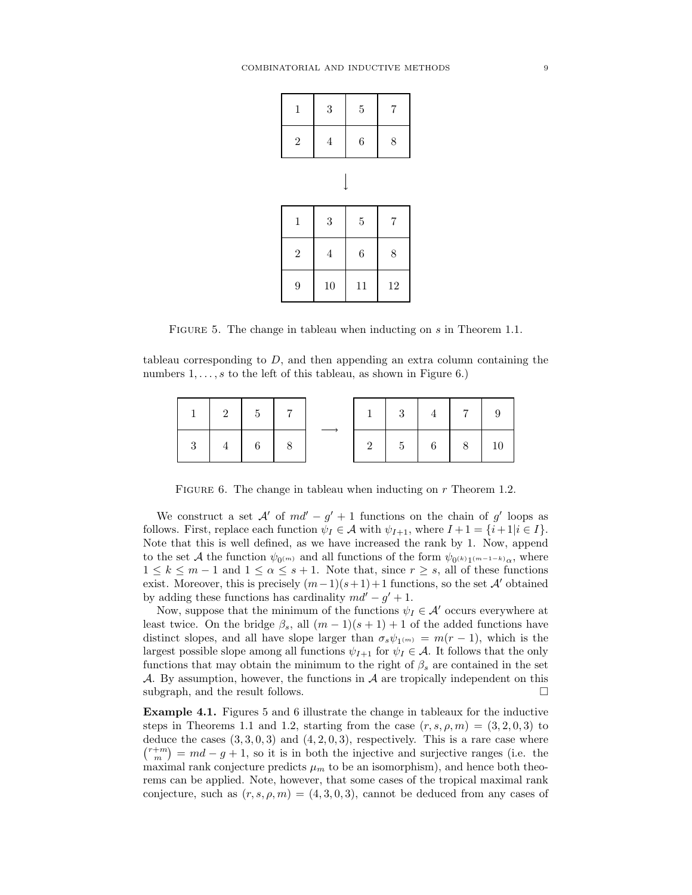| 1 | 3 | 5 | 7 |
|---|---|---|---|
| 2 | 4 | 6 | 8 |

$\downarrow$

| 1 | 3 | 5 | 7 |
|---|---|---|---|
| 2 | 4 | 6 | 8 |
| 9 | 10 | 11 | 12 |

Figure 5. The change in tableau when inducting on $s$ in Theorem 1.1.

tableau corresponding to $D$, and then appending an extra column containing the numbers $1, \ldots, s$ to the left of this tableau, as shown in Figure 6.)

| 1 | 2 | 5 | 7 |
|---|---|---|---|
| 3 | 4 | 6 | 8 |

$\longrightarrow$

| 1 | 3 | 4 | 7 | 9 |
|---|---|---|---|---|
| 2 | 5 | 6 | 8 | 10 |

Figure 6. The change in tableau when inducting on $r$ Theorem 1.2.

We construct a set $\mathcal{A}'$ of $md' - g' + 1$ functions on the chain of $g'$ loops as follows. First, replace each function $\psi_I \in \mathcal{A}$ with $\psi_{I+1}$, where $I + 1 = \{i+1 | i \in I\}$. Note that this is well defined, as we have increased the rank by 1. Now, append to the set $\mathcal{A}$ the function $\psi_{0^{(m)}}$ and all functions of the form $\psi_{0^{(k)}1^{(m-1-k)}\alpha}$, where $1 \leq k \leq m-1$ and $1 \leq \alpha \leq s+1$. Note that, since $r \geq s$, all of these functions exist. Moreover, this is precisely $(m-1)(s+1)+1$ functions, so the set $\mathcal{A}'$ obtained by adding these functions has cardinality $md' - g' + 1$.

Now, suppose that the minimum of the functions $\psi_I \in \mathcal{A}'$ occurs everywhere at least twice. On the bridge $\beta_s$, all $(m-1)(s+1)+1$ of the added functions have distinct slopes, and all have slope larger than $\sigma_s \psi_{1^{(m)}} = m(r-1)$, which is the largest possible slope among all functions $\psi_{I+1}$ for $\psi_I \in \mathcal{A}$. It follows that the only functions that may obtain the minimum to the right of $\beta_s$ are contained in the set $\mathcal{A}$. By assumption, however, the functions in $\mathcal{A}$ are tropically independent on this subgraph, and the result follows. $\square$

**Example 4.1.** Figures 5 and 6 illustrate the change in tableaux for the inductive steps in Theorems 1.1 and 1.2, starting from the case $(r, s, \rho, m) = (3, 2, 0, 3)$ to deduce the cases $(3, 3, 0, 3)$ and $(4, 2, 0, 3)$, respectively. This is a rare case where $\binom{r+m}{m} = md - g + 1$, so it is in both the injective and surjective ranges (i.e. the maximal rank conjecture predicts $\mu_m$ to be an isomorphism), and hence both theorems can be applied. Note, however, that some cases of the tropical maximal rank conjecture, such as $(r, s, \rho, m) = (4, 3, 0, 3)$, cannot be deduced from any cases of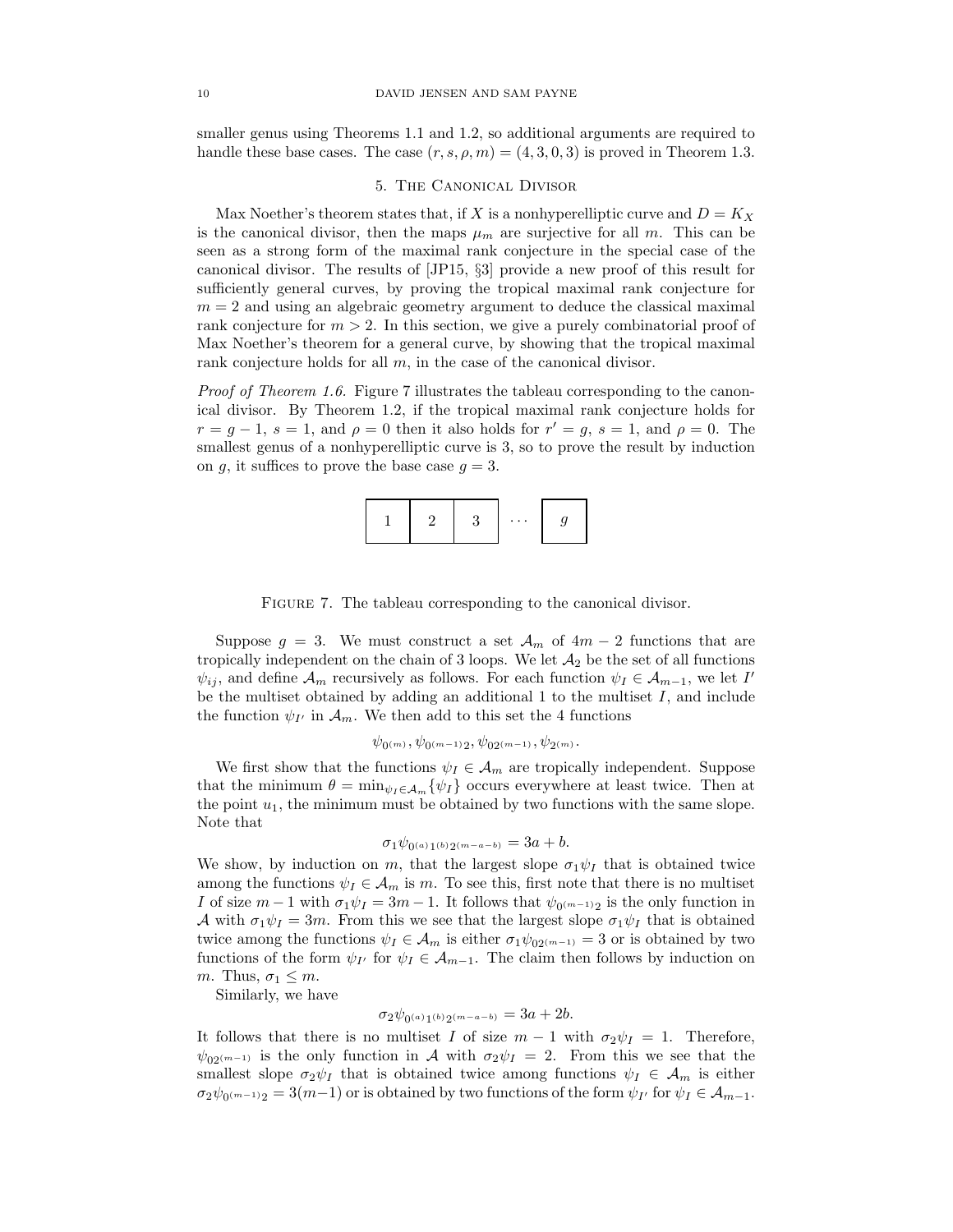smaller genus using Theorems 1.1 and 1.2, so additional arguments are required to handle these base cases. The case $(r, s, \rho, m) = (4, 3, 0, 3)$ is proved in Theorem 1.3.

## 5. The Canonical Divisor

Max Noether's theorem states that, if $X$ is a nonhyperelliptic curve and $D = K_X$ is the canonical divisor, then the maps $\mu_m$ are surjective for all $m$. This can be seen as a strong form of the maximal rank conjecture in the special case of the canonical divisor. The results of [JP15, §3] provide a new proof of this result for sufficiently general curves, by proving the tropical maximal rank conjecture for $m = 2$ and using an algebraic geometry argument to deduce the classical maximal rank conjecture for $m > 2$. In this section, we give a purely combinatorial proof of Max Noether's theorem for a general curve, by showing that the tropical maximal rank conjecture holds for all $m$, in the case of the canonical divisor.

*Proof of Theorem 1.6.* Figure 7 illustrates the tableau corresponding to the canonical divisor. By Theorem 1.2, if the tropical maximal rank conjecture holds for $r = g - 1$, $s = 1$, and $\rho = 0$ then it also holds for $r' = g$, $s = 1$, and $\rho = 0$. The smallest genus of a nonhyperelliptic curve is 3, so to prove the result by induction on $g$, it suffices to prove the base case $g = 3$.

| 1 | 2 | 3 | $\cdots$ | $g$ |
|---|---|---|---|---|

Figure 7. The tableau corresponding to the canonical divisor.

Suppose $g = 3$. We must construct a set $\mathcal{A}_m$ of $4m - 2$ functions that are tropically independent on the chain of 3 loops. We let $\mathcal{A}_2$ be the set of all functions $\psi_{ij}$, and define $\mathcal{A}_m$ recursively as follows. For each function $\psi_I \in \mathcal{A}_{m-1}$, we let $I'$ be the multiset obtained by adding an additional 1 to the multiset $I$, and include the function $\psi_{I'}$ in $\mathcal{A}_m$. We then add to this set the 4 functions

$$\psi_{0^{(m)}}, \psi_{0^{(m-1)}2}, \psi_{02^{(m-1)}}, \psi_{2^{(m)}}.$$

We first show that the functions $\psi_I \in \mathcal{A}_m$ are tropically independent. Suppose that the minimum $\theta = \min_{\psi_I \in \mathcal{A}_m} \{\psi_I\}$ occurs everywhere at least twice. Then at the point $u_1$, the minimum must be obtained by two functions with the same slope. Note that

$$\sigma_1 \psi_{0^{(a)}1^{(b)}2^{(m-a-b)}} = 3a + b.$$

We show, by induction on $m$, that the largest slope $\sigma_1 \psi_I$ that is obtained twice among the functions $\psi_I \in \mathcal{A}_m$ is $m$. To see this, first note that there is no multiset $I$ of size $m-1$ with $\sigma_1 \psi_I = 3m-1$. It follows that $\psi_{0^{(m-1)}2}$ is the only function in $\mathcal{A}$ with $\sigma_1 \psi_I = 3m$. From this we see that the largest slope $\sigma_1 \psi_I$ that is obtained twice among the functions $\psi_I \in \mathcal{A}_m$ is either $\sigma_1 \psi_{02^{(m-1)}} = 3$ or is obtained by two functions of the form $\psi_{I'}$ for $\psi_I \in \mathcal{A}_{m-1}$. The claim then follows by induction on $m$. Thus, $\sigma_1 \leq m$.

Similarly, we have

$$\sigma_2 \psi_{0^{(a)}1^{(b)}2^{(m-a-b)}} = 3a + 2b.$$

It follows that there is no multiset $I$ of size $m-1$ with $\sigma_2 \psi_I = 1$. Therefore, $\psi_{02^{(m-1)}}$ is the only function in $\mathcal{A}$ with $\sigma_2 \psi_I = 2$. From this we see that the smallest slope $\sigma_2 \psi_I$ that is obtained twice among functions $\psi_I \in \mathcal{A}_m$ is either $\sigma_2 \psi_{0^{(m-1)}2} = 3(m-1)$ or is obtained by two functions of the form $\psi_{I'}$ for $\psi_I \in \mathcal{A}_{m-1}$.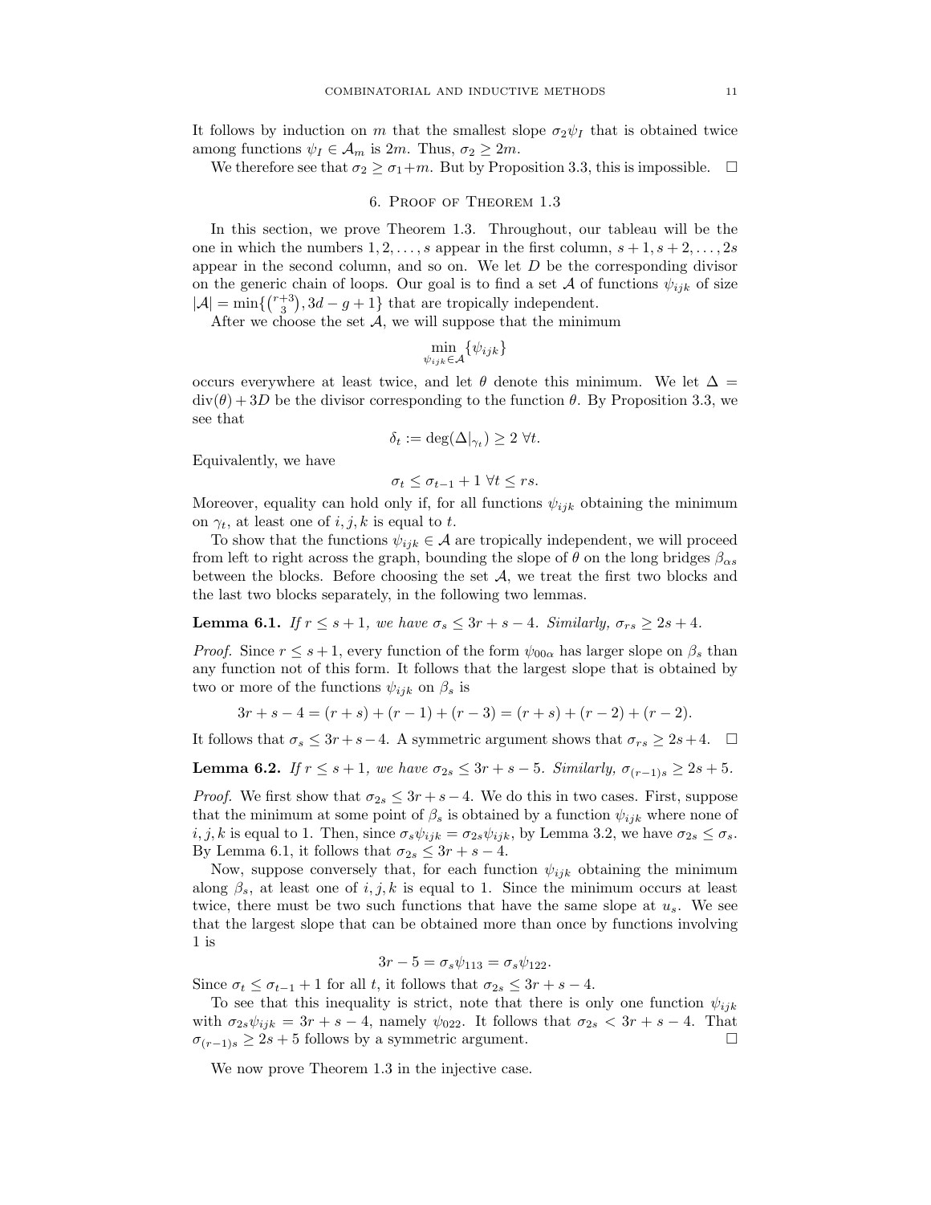It follows by induction on $m$ that the smallest slope $\sigma_2\psi_I$ that is obtained twice among functions $\psi_I \in \mathcal{A}_m$ is $2m$. Thus, $\sigma_2 \geq 2m$.

We therefore see that $\sigma_2 \geq \sigma_1 + m$. But by Proposition 3.3, this is impossible. $\square$

## 6. Proof of Theorem 1.3

In this section, we prove Theorem 1.3. Throughout, our tableau will be the one in which the numbers $1, 2, \ldots, s$ appear in the first column, $s+1, s+2, \ldots, 2s$ appear in the second column, and so on. We let $D$ be the corresponding divisor on the generic chain of loops. Our goal is to find a set $\mathcal{A}$ of functions $\psi_{ijk}$ of size $|\mathcal{A}| = \min\{\binom{r+3}{3}, 3d - g + 1\}$ that are tropically independent.

After we choose the set $\mathcal{A}$, we will suppose that the minimum

$$\min_{\psi_{ijk} \in \mathcal{A}} \{\psi_{ijk}\}$$

occurs everywhere at least twice, and let $\theta$ denote this minimum. We let $\Delta = \mathrm{div}(\theta) + 3D$ be the divisor corresponding to the function $\theta$. By Proposition 3.3, we see that

$$\delta_t := \deg(\Delta|_{\gamma_t}) \geq 2 \;\forall t.$$

Equivalently, we have

$$\sigma_t \leq \sigma_{t-1} + 1 \;\forall t \leq rs.$$

Moreover, equality can hold only if, for all functions $\psi_{ijk}$ obtaining the minimum on $\gamma_t$, at least one of $i, j, k$ is equal to $t$.

To show that the functions $\psi_{ijk} \in \mathcal{A}$ are tropically independent, we will proceed from left to right across the graph, bounding the slope of $\theta$ on the long bridges $\beta_{\alpha s}$ between the blocks. Before choosing the set $\mathcal{A}$, we treat the first two blocks and the last two blocks separately, in the following two lemmas.

**Lemma 6.1.** *If $r \leq s+1$, we have $\sigma_s \leq 3r + s - 4$. Similarly, $\sigma_{rs} \geq 2s + 4$.*

*Proof.* Since $r \leq s+1$, every function of the form $\psi_{00\alpha}$ has larger slope on $\beta_s$ than any function not of this form. It follows that the largest slope that is obtained by two or more of the functions $\psi_{ijk}$ on $\beta_s$ is

$$3r + s - 4 = (r+s) + (r-1) + (r-3) = (r+s) + (r-2) + (r-2).$$

It follows that $\sigma_s \leq 3r + s - 4$. A symmetric argument shows that $\sigma_{rs} \geq 2s + 4$. $\square$

**Lemma 6.2.** *If $r \leq s+1$, we have $\sigma_{2s} \leq 3r + s - 5$. Similarly, $\sigma_{(r-1)s} \geq 2s + 5$.*

*Proof.* We first show that $\sigma_{2s} \leq 3r + s - 4$. We do this in two cases. First, suppose that the minimum at some point of $\beta_s$ is obtained by a function $\psi_{ijk}$ where none of $i, j, k$ is equal to 1. Then, since $\sigma_s\psi_{ijk} = \sigma_{2s}\psi_{ijk}$, by Lemma 3.2, we have $\sigma_{2s} \leq \sigma_s$. By Lemma 6.1, it follows that $\sigma_{2s} \leq 3r + s - 4$.

Now, suppose conversely that, for each function $\psi_{ijk}$ obtaining the minimum along $\beta_s$, at least one of $i, j, k$ is equal to 1. Since the minimum occurs at least twice, there must be two such functions that have the same slope at $u_s$. We see that the largest slope that can be obtained more than once by functions involving 1 is

$$3r - 5 = \sigma_s\psi_{113} = \sigma_s\psi_{122}.$$

Since $\sigma_t \leq \sigma_{t-1} + 1$ for all $t$, it follows that $\sigma_{2s} \leq 3r + s - 4$.

To see that this inequality is strict, note that there is only one function $\psi_{ijk}$ with $\sigma_{2s}\psi_{ijk} = 3r + s - 4$, namely $\psi_{022}$. It follows that $\sigma_{2s} < 3r + s - 4$. That $\sigma_{(r-1)s} \geq 2s + 5$ follows by a symmetric argument. $\square$

We now prove Theorem 1.3 in the injective case.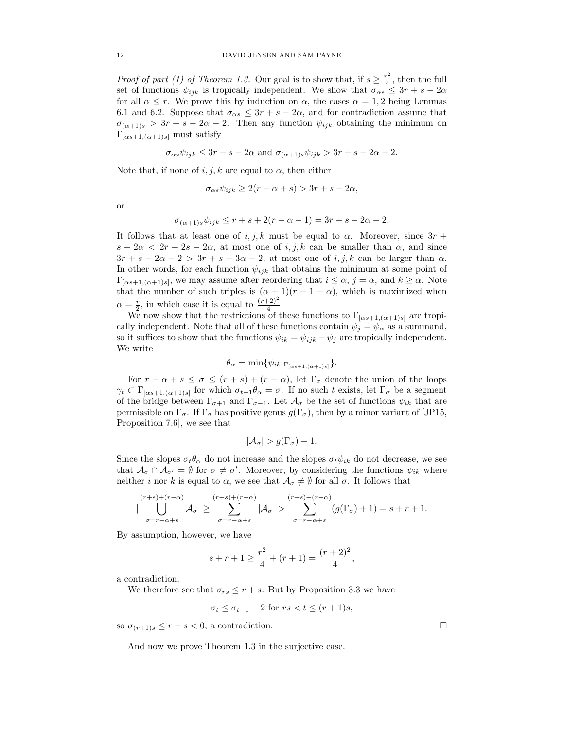*Proof of part (1) of Theorem 1.3.* Our goal is to show that, if $s \geq \frac{r^2}{4}$, then the full set of functions $\psi_{ijk}$ is tropically independent. We show that $\sigma_{\alpha s} \leq 3r + s - 2\alpha$ for all $\alpha \leq r$. We prove this by induction on $\alpha$, the cases $\alpha = 1, 2$ being Lemmas 6.1 and 6.2. Suppose that $\sigma_{\alpha s} \leq 3r + s - 2\alpha$, and for contradiction assume that $\sigma_{(\alpha+1)s} > 3r + s - 2\alpha - 2$. Then any function $\psi_{ijk}$ obtaining the minimum on $\Gamma_{[\alpha s+1,(\alpha+1)s]}$ must satisfy

$$\sigma_{\alpha s}\psi_{ijk} \leq 3r + s - 2\alpha \text{ and } \sigma_{(\alpha+1)s}\psi_{ijk} > 3r + s - 2\alpha - 2.$$

Note that, if none of $i, j, k$ are equal to $\alpha$, then either

$$\sigma_{\alpha s}\psi_{ijk} \geq 2(r - \alpha + s) > 3r + s - 2\alpha,$$

or

$$\sigma_{(\alpha+1)s}\psi_{ijk} \leq r + s + 2(r - \alpha - 1) = 3r + s - 2\alpha - 2.$$

It follows that at least one of $i, j, k$ must be equal to $\alpha$. Moreover, since $3r + s - 2\alpha < 2r + 2s - 2\alpha$, at most one of $i, j, k$ can be smaller than $\alpha$, and since $3r + s - 2\alpha - 2 > 3r + s - 3\alpha - 2$, at most one of $i, j, k$ can be larger than $\alpha$. In other words, for each function $\psi_{ijk}$ that obtains the minimum at some point of $\Gamma_{[\alpha s+1,(\alpha+1)s]}$, we may assume after reordering that $i \leq \alpha$, $j = \alpha$, and $k \geq \alpha$. Note that the number of such triples is $(\alpha + 1)(r + 1 - \alpha)$, which is maximized when $\alpha = \frac{r}{2}$, in which case it is equal to $\frac{(r+2)^2}{4}$.

We now show that the restrictions of these functions to $\Gamma_{[\alpha s+1,(\alpha+1)s]}$ are tropically independent. Note that all of these functions contain $\psi_j = \psi_\alpha$ as a summand, so it suffices to show that the functions $\psi_{ik} = \psi_{ijk} - \psi_j$ are tropically independent. We write

$$\theta_\alpha = \min\{\psi_{ik}|_{\Gamma_{[\alpha s+1,(\alpha+1)s]}}\}.$$

For $r - \alpha + s \leq \sigma \leq (r + s) + (r - \alpha)$, let $\Gamma_\sigma$ denote the union of the loops $\gamma_t \subset \Gamma_{[\alpha s+1,(\alpha+1)s]}$ for which $\sigma_{t-1}\theta_\alpha = \sigma$. If no such $t$ exists, let $\Gamma_\sigma$ be a segment of the bridge between $\Gamma_{\sigma+1}$ and $\Gamma_{\sigma-1}$. Let $\mathcal{A}_\sigma$ be the set of functions $\psi_{ik}$ that are permissible on $\Gamma_\sigma$. If $\Gamma_\sigma$ has positive genus $g(\Gamma_\sigma)$, then by a minor variant of [JP15, Proposition 7.6], we see that

$$|\mathcal{A}_\sigma| > g(\Gamma_\sigma) + 1.$$

Since the slopes $\sigma_t\theta_\alpha$ do not increase and the slopes $\sigma_t\psi_{ik}$ do not decrease, we see that $\mathcal{A}_\sigma \cap \mathcal{A}_{\sigma'} = \emptyset$ for $\sigma \neq \sigma'$. Moreover, by considering the functions $\psi_{ik}$ where neither $i$ nor $k$ is equal to $\alpha$, we see that $\mathcal{A}_\sigma \neq \emptyset$ for all $\sigma$. It follows that

$$|\bigcup_{\sigma=r-\alpha+s}^{(r+s)+(r-\alpha)} \mathcal{A}_\sigma| \geq \sum_{\sigma=r-\alpha+s}^{(r+s)+(r-\alpha)} |\mathcal{A}_\sigma| > \sum_{\sigma=r-\alpha+s}^{(r+s)+(r-\alpha)} (g(\Gamma_\sigma) + 1) = s + r + 1.$$

By assumption, however, we have

$$s + r + 1 \geq \frac{r^2}{4} + (r + 1) = \frac{(r + 2)^2}{4},$$

a contradiction.

We therefore see that $\sigma_{rs} \leq r + s$. But by Proposition 3.3 we have

$$\sigma_t \leq \sigma_{t-1} - 2 \text{ for } rs < t \leq (r + 1)s,$$

so $\sigma_{(r+1)s} \leq r - s < 0$, a contradiction. $\square$

And now we prove Theorem 1.3 in the surjective case.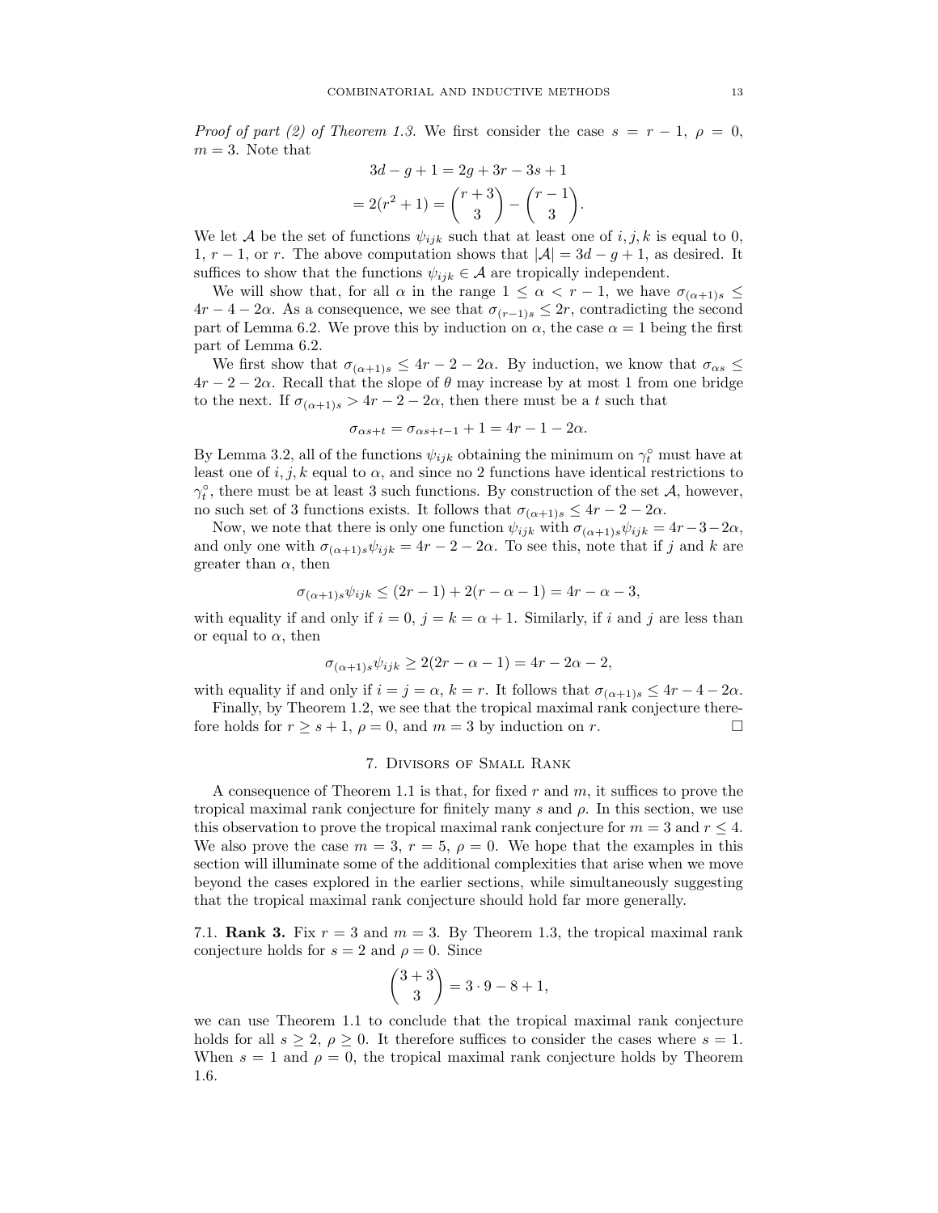*Proof of part (2) of Theorem 1.3.* We first consider the case $s = r-1$, $\rho = 0$, $m = 3$. Note that

$$3d - g + 1 = 2g + 3r - 3s + 1$$
$$= 2(r^2+1) = \binom{r+3}{3} - \binom{r-1}{3}.$$

We let $\mathcal{A}$ be the set of functions $\psi_{ijk}$ such that at least one of $i, j, k$ is equal to 0, 1, $r-1$, or $r$. The above computation shows that $|\mathcal{A}| = 3d - g + 1$, as desired. It suffices to show that the functions $\psi_{ijk} \in \mathcal{A}$ are tropically independent.

We will show that, for all $\alpha$ in the range $1 \leq \alpha < r-1$, we have $\sigma_{(\alpha+1)s} \leq 4r - 4 - 2\alpha$. As a consequence, we see that $\sigma_{(r-1)s} \leq 2r$, contradicting the second part of Lemma 6.2. We prove this by induction on $\alpha$, the case $\alpha = 1$ being the first part of Lemma 6.2.

We first show that $\sigma_{(\alpha+1)s} \leq 4r - 2 - 2\alpha$. By induction, we know that $\sigma_{\alpha s} \leq 4r - 2 - 2\alpha$. Recall that the slope of $\theta$ may increase by at most 1 from one bridge to the next. If $\sigma_{(\alpha+1)s} > 4r - 2 - 2\alpha$, then there must be a $t$ such that

$$\sigma_{\alpha s + t} = \sigma_{\alpha s + t - 1} + 1 = 4r - 1 - 2\alpha.$$

By Lemma 3.2, all of the functions $\psi_{ijk}$ obtaining the minimum on $\gamma_t^\circ$ must have at least one of $i, j, k$ equal to $\alpha$, and since no 2 functions have identical restrictions to $\gamma_t^\circ$, there must be at least 3 such functions. By construction of the set $\mathcal{A}$, however, no such set of 3 functions exists. It follows that $\sigma_{(\alpha+1)s} \leq 4r - 2 - 2\alpha$.

Now, we note that there is only one function $\psi_{ijk}$ with $\sigma_{(\alpha+1)s}\psi_{ijk} = 4r - 3 - 2\alpha$, and only one with $\sigma_{(\alpha+1)s}\psi_{ijk} = 4r - 2 - 2\alpha$. To see this, note that if $j$ and $k$ are greater than $\alpha$, then

$$\sigma_{(\alpha+1)s}\psi_{ijk} \leq (2r-1) + 2(r - \alpha - 1) = 4r - \alpha - 3,$$

with equality if and only if $i = 0$, $j = k = \alpha + 1$. Similarly, if $i$ and $j$ are less than or equal to $\alpha$, then

$$\sigma_{(\alpha+1)s}\psi_{ijk} \geq 2(2r - \alpha - 1) = 4r - 2\alpha - 2,$$

with equality if and only if $i = j = \alpha$, $k = r$. It follows that $\sigma_{(\alpha+1)s} \leq 4r - 4 - 2\alpha$.

Finally, by Theorem 1.2, we see that the tropical maximal rank conjecture therefore holds for $r \geq s+1$, $\rho = 0$, and $m = 3$ by induction on $r$. $\square$

## 7. Divisors of Small Rank

A consequence of Theorem 1.1 is that, for fixed $r$ and $m$, it suffices to prove the tropical maximal rank conjecture for finitely many $s$ and $\rho$. In this section, we use this observation to prove the tropical maximal rank conjecture for $m = 3$ and $r \leq 4$. We also prove the case $m = 3$, $r = 5$, $\rho = 0$. We hope that the examples in this section will illuminate some of the additional complexities that arise when we move beyond the cases explored in the earlier sections, while simultaneously suggesting that the tropical maximal rank conjecture should hold far more generally.

7.1. **Rank 3.** Fix $r = 3$ and $m = 3$. By Theorem 1.3, the tropical maximal rank conjecture holds for $s = 2$ and $\rho = 0$. Since

$$\binom{3+3}{3} = 3 \cdot 9 - 8 + 1,$$

we can use Theorem 1.1 to conclude that the tropical maximal rank conjecture holds for all $s \geq 2$, $\rho \geq 0$. It therefore suffices to consider the cases where $s = 1$. When $s = 1$ and $\rho = 0$, the tropical maximal rank conjecture holds by Theorem 1.6.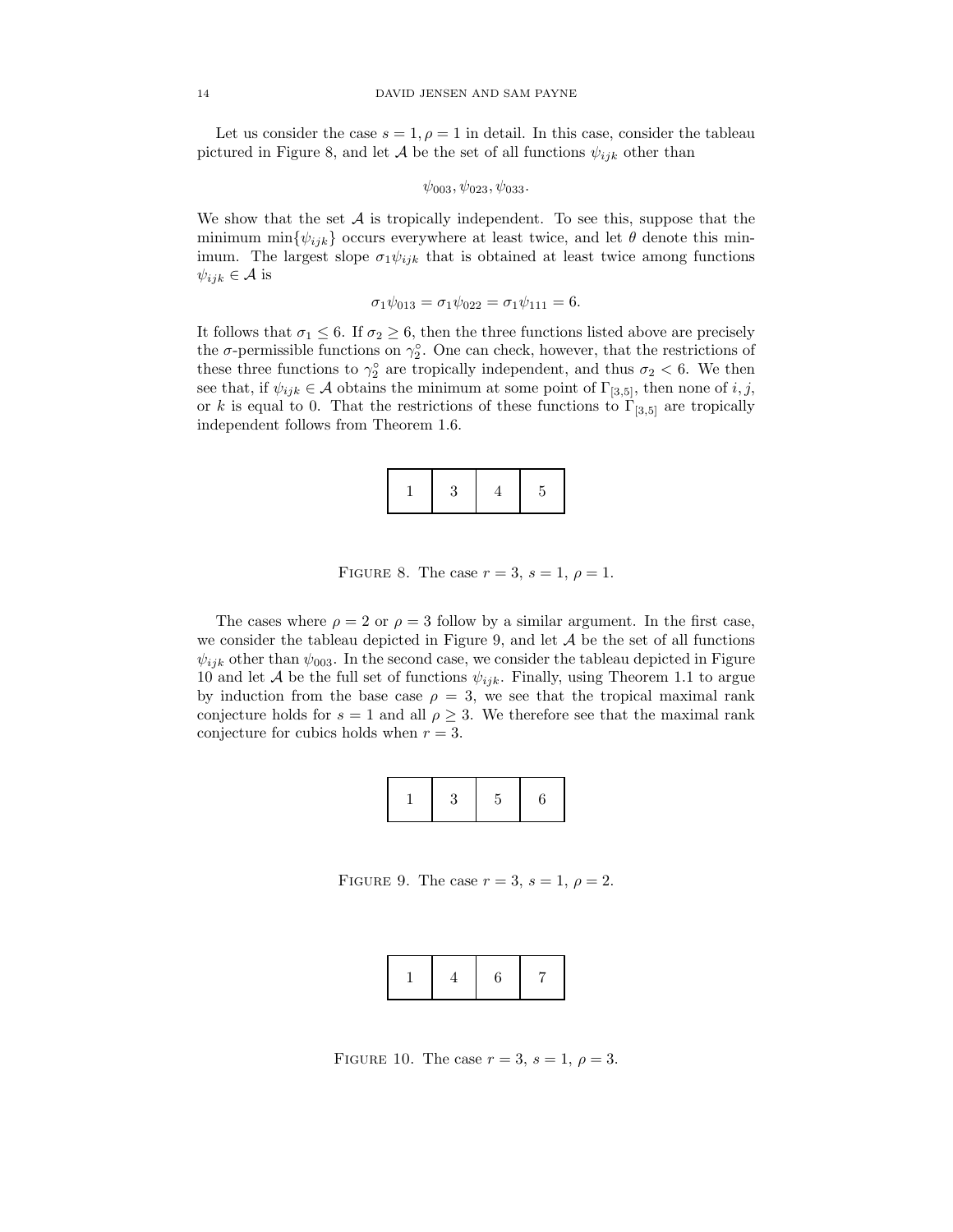Let us consider the case $s = 1, \rho = 1$ in detail. In this case, consider the tableau pictured in Figure 8, and let $\mathcal{A}$ be the set of all functions $\psi_{ijk}$ other than

$$\psi_{003}, \psi_{023}, \psi_{033}.$$

We show that the set $\mathcal{A}$ is tropically independent. To see this, suppose that the minimum $\min\{\psi_{ijk}\}$ occurs everywhere at least twice, and let $\theta$ denote this minimum. The largest slope $\sigma_1 \psi_{ijk}$ that is obtained at least twice among functions $\psi_{ijk} \in \mathcal{A}$ is

$$\sigma_1 \psi_{013} = \sigma_1 \psi_{022} = \sigma_1 \psi_{111} = 6.$$

It follows that $\sigma_1 \leq 6$. If $\sigma_2 \geq 6$, then the three functions listed above are precisely the $\sigma$-permissible functions on $\gamma_2^\circ$. One can check, however, that the restrictions of these three functions to $\gamma_2^\circ$ are tropically independent, and thus $\sigma_2 < 6$. We then see that, if $\psi_{ijk} \in \mathcal{A}$ obtains the minimum at some point of $\Gamma_{[3,5]}$, then none of $i, j$, or $k$ is equal to 0. That the restrictions of these functions to $\Gamma_{[3,5]}$ are tropically independent follows from Theorem 1.6.

| 1 | 3 | 4 | 5 |
|---|---|---|---|

FIGURE 8. The case $r = 3$, $s = 1$, $\rho = 1$.

The cases where $\rho = 2$ or $\rho = 3$ follow by a similar argument. In the first case, we consider the tableau depicted in Figure 9, and let $\mathcal{A}$ be the set of all functions $\psi_{ijk}$ other than $\psi_{003}$. In the second case, we consider the tableau depicted in Figure 10 and let $\mathcal{A}$ be the full set of functions $\psi_{ijk}$. Finally, using Theorem 1.1 to argue by induction from the base case $\rho = 3$, we see that the tropical maximal rank conjecture holds for $s = 1$ and all $\rho \geq 3$. We therefore see that the maximal rank conjecture for cubics holds when $r = 3$.

| 1 | 3 | 5 | 6 |
|---|---|---|---|

FIGURE 9. The case $r = 3$, $s = 1$, $\rho = 2$.

| 1 | 4 | 6 | 7 |
|---|---|---|---|

FIGURE 10. The case $r = 3$, $s = 1$, $\rho = 3$.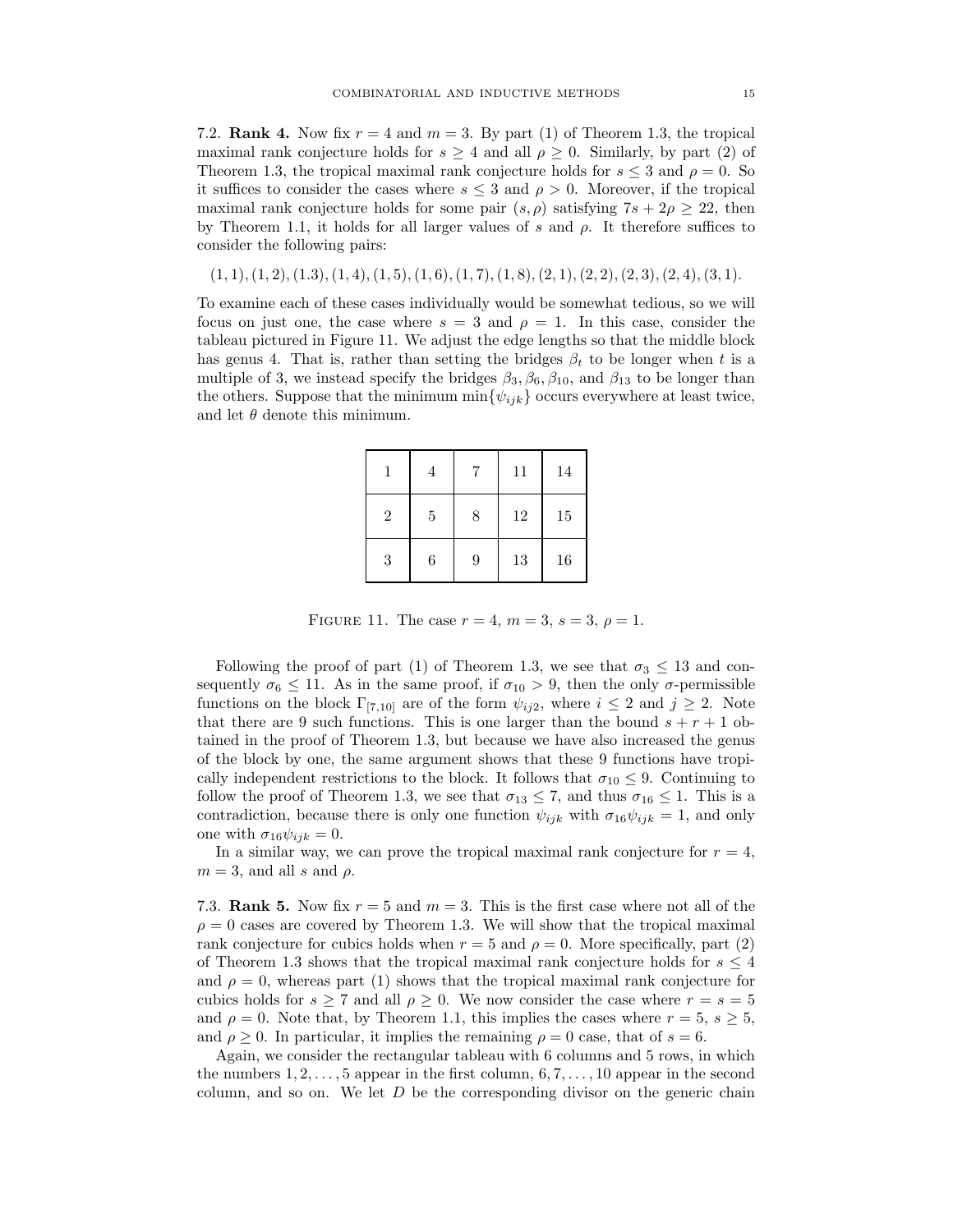7.2. **Rank 4.** Now fix $r = 4$ and $m = 3$. By part (1) of Theorem 1.3, the tropical maximal rank conjecture holds for $s \geq 4$ and all $\rho \geq 0$. Similarly, by part (2) of Theorem 1.3, the tropical maximal rank conjecture holds for $s \leq 3$ and $\rho = 0$. So it suffices to consider the cases where $s \leq 3$ and $\rho > 0$. Moreover, if the tropical maximal rank conjecture holds for some pair $(s, \rho)$ satisfying $7s + 2\rho \geq 22$, then by Theorem 1.1, it holds for all larger values of $s$ and $\rho$. It therefore suffices to consider the following pairs:

$$(1,1),(1,2),(1.3),(1,4),(1,5),(1,6),(1,7),(1,8),(2,1),(2,2),(2,3),(2,4),(3,1).$$

To examine each of these cases individually would be somewhat tedious, so we will focus on just one, the case where $s = 3$ and $\rho = 1$. In this case, consider the tableau pictured in Figure 11. We adjust the edge lengths so that the middle block has genus 4. That is, rather than setting the bridges $\beta_t$ to be longer when $t$ is a multiple of 3, we instead specify the bridges $\beta_3, \beta_6, \beta_{10}$, and $\beta_{13}$ to be longer than the others. Suppose that the minimum $\min\{\psi_{ijk}\}$ occurs everywhere at least twice, and let $\theta$ denote this minimum.

| 1 | 4 | 7 | 11 | 14 |
|---|---|---|---|---|
| 2 | 5 | 8 | 12 | 15 |
| 3 | 6 | 9 | 13 | 16 |

FIGURE 11. The case $r = 4$, $m = 3$, $s = 3$, $\rho = 1$.

Following the proof of part (1) of Theorem 1.3, we see that $\sigma_3 \leq 13$ and consequently $\sigma_6 \leq 11$. As in the same proof, if $\sigma_{10} > 9$, then the only $\sigma$-permissible functions on the block $\Gamma_{[7,10]}$ are of the form $\psi_{ij2}$, where $i \leq 2$ and $j \geq 2$. Note that there are 9 such functions. This is one larger than the bound $s + r + 1$ obtained in the proof of Theorem 1.3, but because we have also increased the genus of the block by one, the same argument shows that these 9 functions have tropically independent restrictions to the block. It follows that $\sigma_{10} \leq 9$. Continuing to follow the proof of Theorem 1.3, we see that $\sigma_{13} \leq 7$, and thus $\sigma_{16} \leq 1$. This is a contradiction, because there is only one function $\psi_{ijk}$ with $\sigma_{16}\psi_{ijk} = 1$, and only one with $\sigma_{16}\psi_{ijk} = 0$.

In a similar way, we can prove the tropical maximal rank conjecture for $r = 4$, $m = 3$, and all $s$ and $\rho$.

7.3. **Rank 5.** Now fix $r = 5$ and $m = 3$. This is the first case where not all of the $\rho = 0$ cases are covered by Theorem 1.3. We will show that the tropical maximal rank conjecture for cubics holds when $r = 5$ and $\rho = 0$. More specifically, part (2) of Theorem 1.3 shows that the tropical maximal rank conjecture holds for $s \leq 4$ and $\rho = 0$, whereas part (1) shows that the tropical maximal rank conjecture for cubics holds for $s \geq 7$ and all $\rho \geq 0$. We now consider the case where $r = s = 5$ and $\rho = 0$. Note that, by Theorem 1.1, this implies the cases where $r = 5$, $s \geq 5$, and $\rho \geq 0$. In particular, it implies the remaining $\rho = 0$ case, that of $s = 6$.

Again, we consider the rectangular tableau with 6 columns and 5 rows, in which the numbers $1, 2, \ldots, 5$ appear in the first column, $6, 7, \ldots, 10$ appear in the second column, and so on. We let $D$ be the corresponding divisor on the generic chain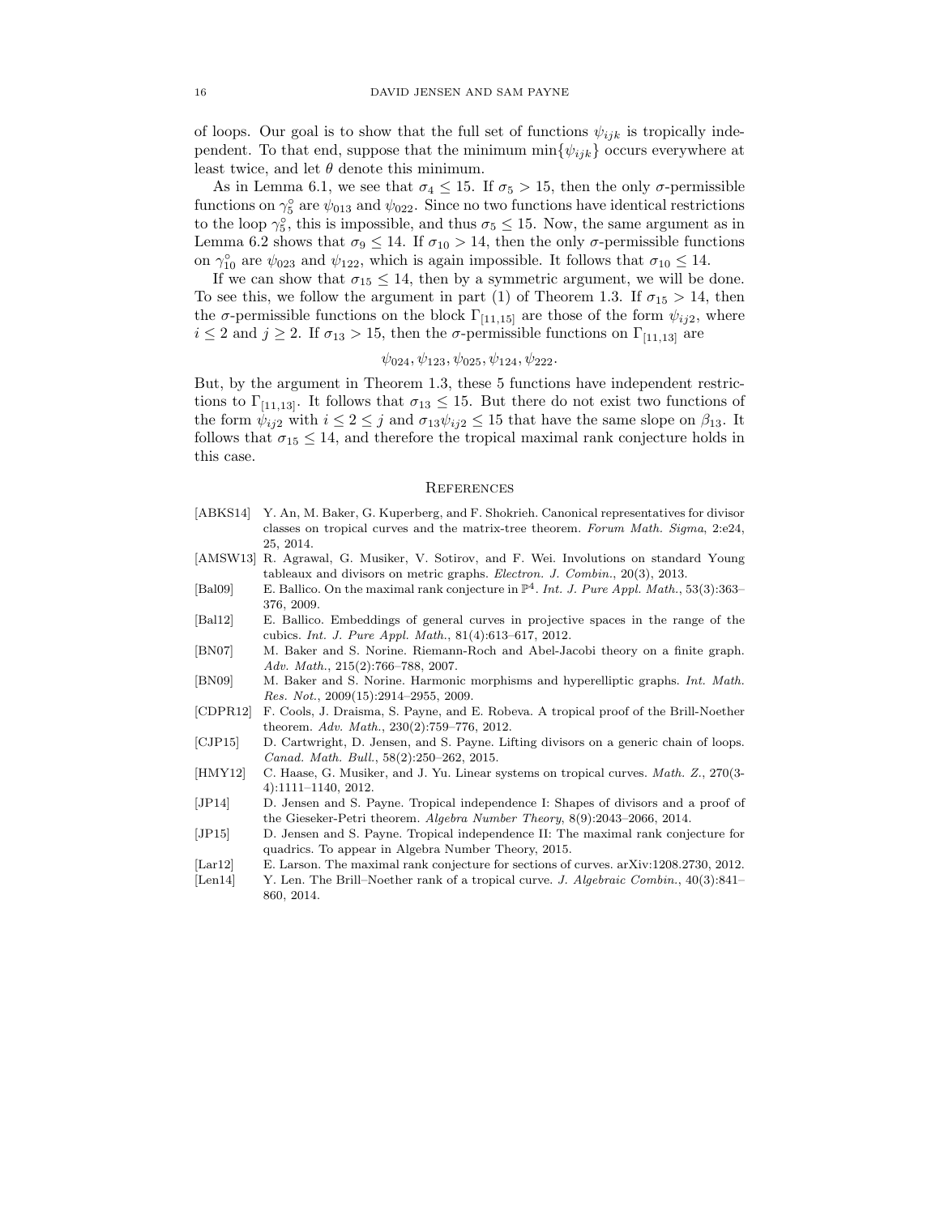of loops. Our goal is to show that the full set of functions $\psi_{ijk}$ is tropically independent. To that end, suppose that the minimum $\min\{\psi_{ijk}\}$ occurs everywhere at least twice, and let $\theta$ denote this minimum.

As in Lemma 6.1, we see that $\sigma_4 \leq 15$. If $\sigma_5 > 15$, then the only $\sigma$-permissible functions on $\gamma_5^\circ$ are $\psi_{013}$ and $\psi_{022}$. Since no two functions have identical restrictions to the loop $\gamma_5^\circ$, this is impossible, and thus $\sigma_5 \leq 15$. Now, the same argument as in Lemma 6.2 shows that $\sigma_9 \leq 14$. If $\sigma_{10} > 14$, then the only $\sigma$-permissible functions on $\gamma_{10}^\circ$ are $\psi_{023}$ and $\psi_{122}$, which is again impossible. It follows that $\sigma_{10} \leq 14$.

If we can show that $\sigma_{15} \leq 14$, then by a symmetric argument, we will be done. To see this, we follow the argument in part (1) of Theorem 1.3. If $\sigma_{15} > 14$, then the $\sigma$-permissible functions on the block $\Gamma_{[11,15]}$ are those of the form $\psi_{ij2}$, where $i \leq 2$ and $j \geq 2$. If $\sigma_{13} > 15$, then the $\sigma$-permissible functions on $\Gamma_{[11,13]}$ are

$$\psi_{024}, \psi_{123}, \psi_{025}, \psi_{124}, \psi_{222}.$$

But, by the argument in Theorem 1.3, these 5 functions have independent restrictions to $\Gamma_{[11,13]}$. It follows that $\sigma_{13} \leq 15$. But there do not exist two functions of the form $\psi_{ij2}$ with $i \leq 2 \leq j$ and $\sigma_{13}\psi_{ij2} \leq 15$ that have the same slope on $\beta_{13}$. It follows that $\sigma_{15} \leq 14$, and therefore the tropical maximal rank conjecture holds in this case.

## References

[ABKS14] Y. An, M. Baker, G. Kuperberg, and F. Shokrieh. Canonical representatives for divisor classes on tropical curves and the matrix-tree theorem. *Forum Math. Sigma*, 2:e24, 25, 2014.

[AMSW13] R. Agrawal, G. Musiker, V. Sotirov, and F. Wei. Involutions on standard Young tableaux and divisors on metric graphs. *Electron. J. Combin.*, 20(3), 2013.

[Bal09] E. Ballico. On the maximal rank conjecture in $\mathbb{P}^4$. *Int. J. Pure Appl. Math.*, 53(3):363–376, 2009.

[Bal12] E. Ballico. Embeddings of general curves in projective spaces in the range of the cubics. *Int. J. Pure Appl. Math.*, 81(4):613–617, 2012.

[BN07] M. Baker and S. Norine. Riemann-Roch and Abel-Jacobi theory on a finite graph. *Adv. Math.*, 215(2):766–788, 2007.

[BN09] M. Baker and S. Norine. Harmonic morphisms and hyperelliptic graphs. *Int. Math. Res. Not.*, 2009(15):2914–2955, 2009.

[CDPR12] F. Cools, J. Draisma, S. Payne, and E. Robeva. A tropical proof of the Brill-Noether theorem. *Adv. Math.*, 230(2):759–776, 2012.

[CJP15] D. Cartwright, D. Jensen, and S. Payne. Lifting divisors on a generic chain of loops. *Canad. Math. Bull.*, 58(2):250–262, 2015.

[HMY12] C. Haase, G. Musiker, and J. Yu. Linear systems on tropical curves. *Math. Z.*, 270(3-4):1111–1140, 2012.

[JP14] D. Jensen and S. Payne. Tropical independence I: Shapes of divisors and a proof of the Gieseker-Petri theorem. *Algebra Number Theory*, 8(9):2043–2066, 2014.

[JP15] D. Jensen and S. Payne. Tropical independence II: The maximal rank conjecture for quadrics. To appear in Algebra Number Theory, 2015.

[Lar12] E. Larson. The maximal rank conjecture for sections of curves. arXiv:1208.2730, 2012.

[Len14] Y. Len. The Brill–Noether rank of a tropical curve. *J. Algebraic Combin.*, 40(3):841–860, 2014.